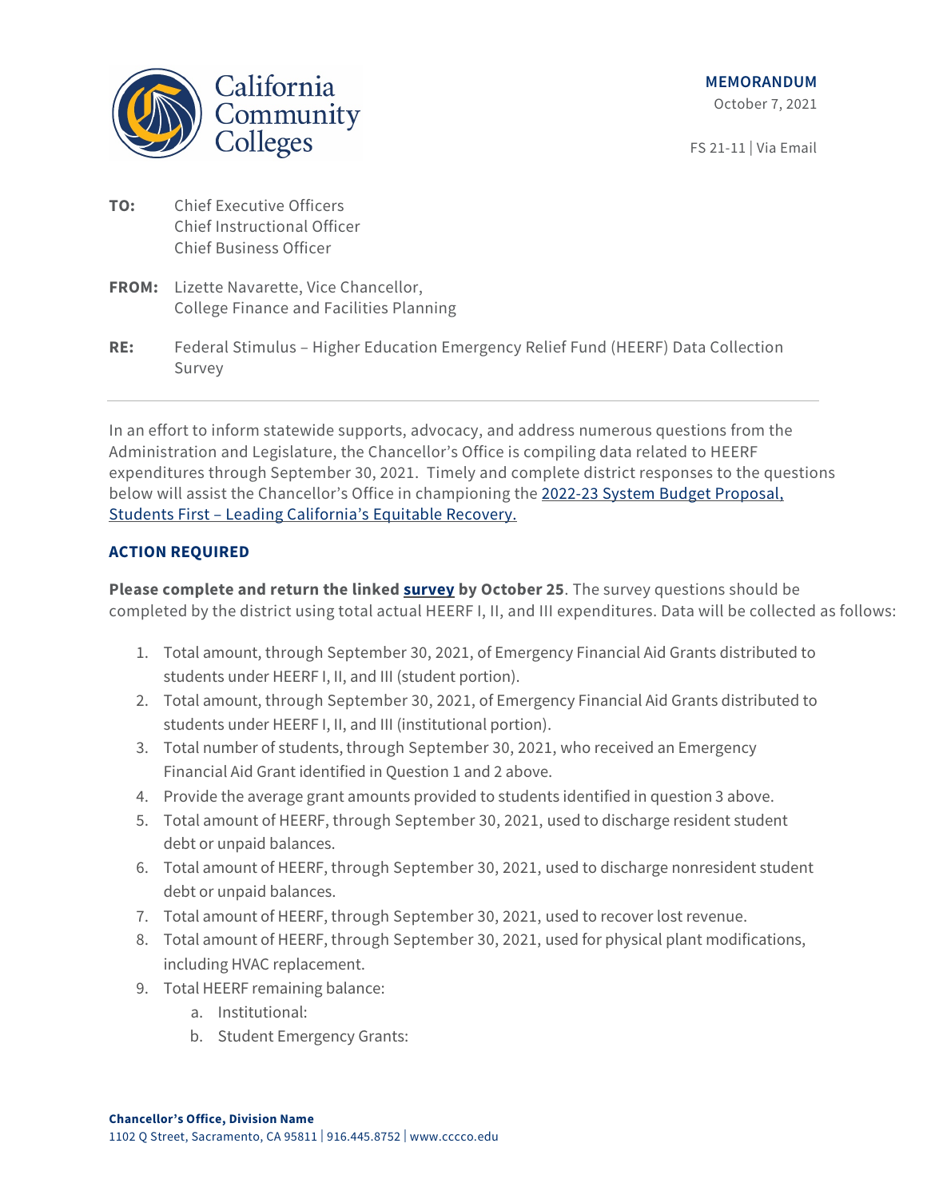California Community Colleges

**MEMORANDUM**

October 7, 2021

FS 21-11 | Via Email

**TO:** Chief Executive Officers
Chief Instructional Officer
Chief Business Officer

**FROM:** Lizette Navarette, Vice Chancellor,
College Finance and Facilities Planning

**RE:** Federal Stimulus – Higher Education Emergency Relief Fund (HEERF) Data Collection Survey

---

In an effort to inform statewide supports, advocacy, and address numerous questions from the Administration and Legislature, the Chancellor's Office is compiling data related to HEERF expenditures through September 30, 2021. Timely and complete district responses to the questions below will assist the Chancellor's Office in championing the [2022-23 System Budget Proposal, Students First – Leading California's Equitable Recovery.]()

## ACTION REQUIRED

**Please complete and return the linked [survey]() by October 25**. The survey questions should be completed by the district using total actual HEERF I, II, and III expenditures. Data will be collected as follows:

1. Total amount, through September 30, 2021, of Emergency Financial Aid Grants distributed to students under HEERF I, II, and III (student portion).
2. Total amount, through September 30, 2021, of Emergency Financial Aid Grants distributed to students under HEERF I, II, and III (institutional portion).
3. Total number of students, through September 30, 2021, who received an Emergency Financial Aid Grant identified in Question 1 and 2 above.
4. Provide the average grant amounts provided to students identified in question 3 above.
5. Total amount of HEERF, through September 30, 2021, used to discharge resident student debt or unpaid balances.
6. Total amount of HEERF, through September 30, 2021, used to discharge nonresident student debt or unpaid balances.
7. Total amount of HEERF, through September 30, 2021, used to recover lost revenue.
8. Total amount of HEERF, through September 30, 2021, used for physical plant modifications, including HVAC replacement.
9. Total HEERF remaining balance:
   a. Institutional:
   b. Student Emergency Grants:

**Chancellor's Office, Division Name**
1102 Q Street, Sacramento, CA 95811 | 916.445.8752 | www.cccco.edu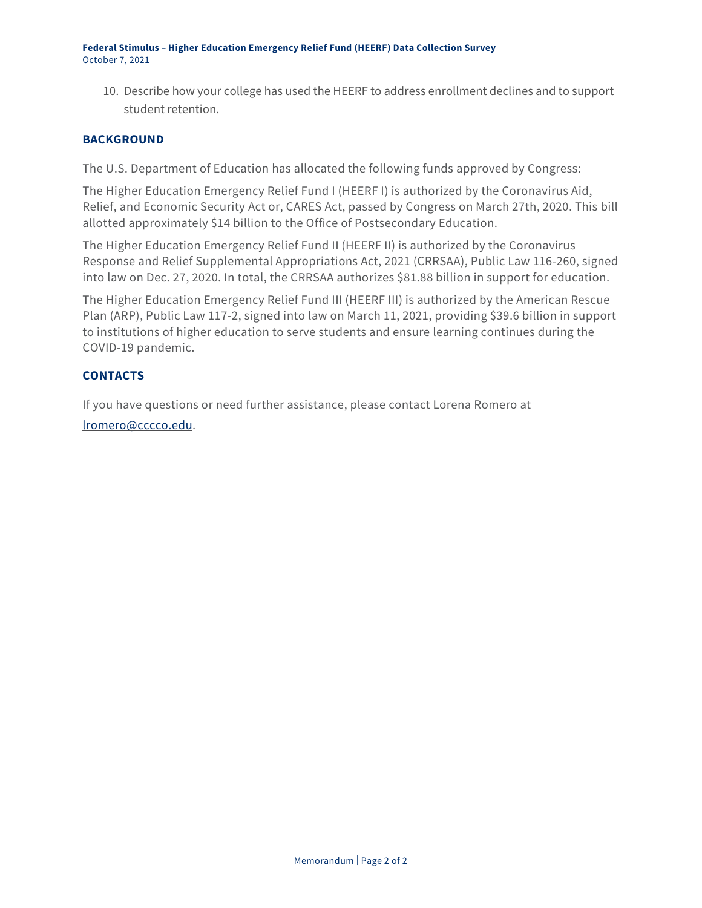10. Describe how your college has used the HEERF to address enrollment declines and to support student retention.

## BACKGROUND

The U.S. Department of Education has allocated the following funds approved by Congress:

The Higher Education Emergency Relief Fund I (HEERF I) is authorized by the Coronavirus Aid, Relief, and Economic Security Act or, CARES Act, passed by Congress on March 27th, 2020. This bill allotted approximately $14 billion to the Office of Postsecondary Education.

The Higher Education Emergency Relief Fund II (HEERF II) is authorized by the Coronavirus Response and Relief Supplemental Appropriations Act, 2021 (CRRSAA), Public Law 116-260, signed into law on Dec. 27, 2020. In total, the CRRSAA authorizes $81.88 billion in support for education.

The Higher Education Emergency Relief Fund III (HEERF III) is authorized by the American Rescue Plan (ARP), Public Law 117-2, signed into law on March 11, 2021, providing $39.6 billion in support to institutions of higher education to serve students and ensure learning continues during the COVID-19 pandemic.

## CONTACTS

If you have questions or need further assistance, please contact Lorena Romero at [lromero@cccco.edu](mailto:lromero@cccco.edu).